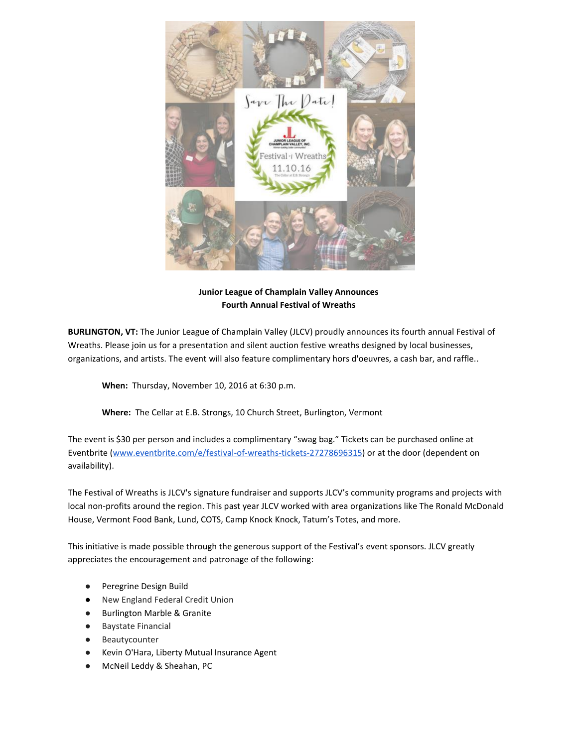**Junior League of Champlain Valley Announces**
**Fourth Annual Festival of Wreaths**

**BURLINGTON, VT:** The Junior League of Champlain Valley (JLCV) proudly announces its fourth annual Festival of Wreaths. Please join us for a presentation and silent auction festive wreaths designed by local businesses, organizations, and artists. The event will also feature complimentary hors d'oeuvres, a cash bar, and raffle..

**When:** Thursday, November 10, 2016 at 6:30 p.m.

**Where:** The Cellar at E.B. Strongs, 10 Church Street, Burlington, Vermont

The event is $30 per person and includes a complimentary "swag bag." Tickets can be purchased online at Eventbrite (www.eventbrite.com/e/festival-of-wreaths-tickets-27278696315) or at the door (dependent on availability).

The Festival of Wreaths is JLCV's signature fundraiser and supports JLCV's community programs and projects with local non-profits around the region. This past year JLCV worked with area organizations like The Ronald McDonald House, Vermont Food Bank, Lund, COTS, Camp Knock Knock, Tatum's Totes, and more.

This initiative is made possible through the generous support of the Festival's event sponsors. JLCV greatly appreciates the encouragement and patronage of the following:

- Peregrine Design Build
- New England Federal Credit Union
- Burlington Marble & Granite
- Baystate Financial
- Beautycounter
- Kevin O'Hara, Liberty Mutual Insurance Agent
- McNeil Leddy & Sheahan, PC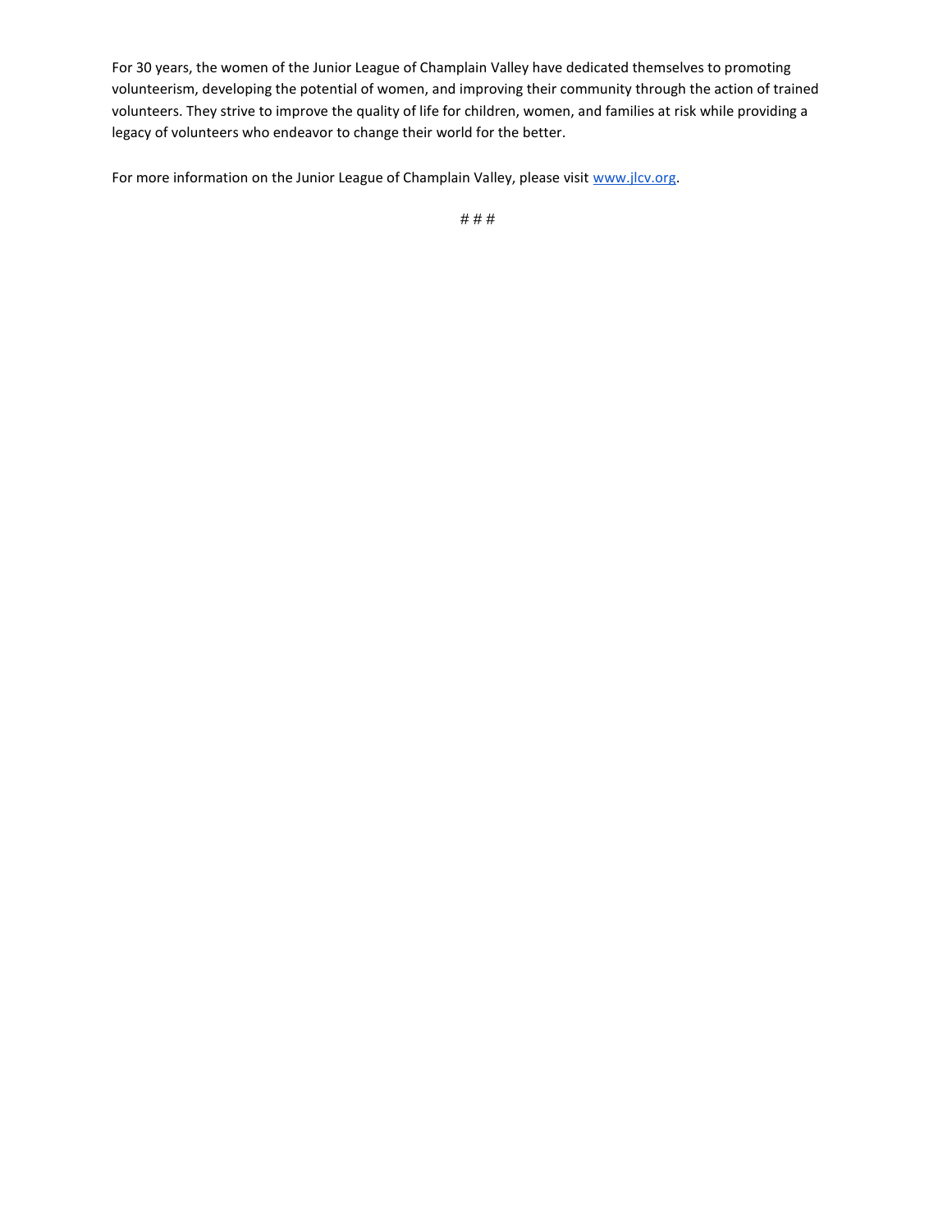For 30 years, the women of the Junior League of Champlain Valley have dedicated themselves to promoting volunteerism, developing the potential of women, and improving their community through the action of trained volunteers. They strive to improve the quality of life for children, women, and families at risk while providing a legacy of volunteers who endeavor to change their world for the better.

For more information on the Junior League of Champlain Valley, please visit [www.jlcv.org](http://www.jlcv.org).

# # #